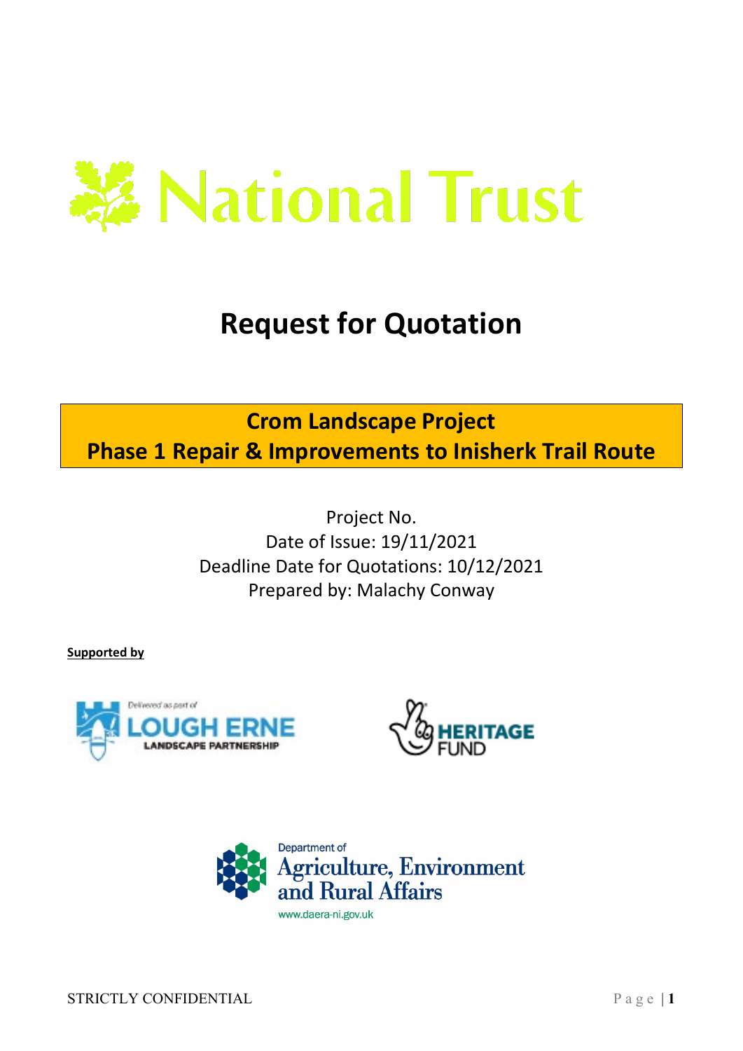National Trust

# Request for Quotation

## Crom Landscape Project
## Phase 1 Repair & Improvements to Inisherk Trail Route

Project No.
Date of Issue: 19/11/2021
Deadline Date for Quotations: 10/12/2021
Prepared by: Malachy Conway

**Supported by**

Delivered as part of LOUGH ERNE LANDSCAPE PARTNERSHIP

HERITAGE FUND

Department of Agriculture, Environment and Rural Affairs
www.daera-ni.gov.uk

STRICTLY CONFIDENTIAL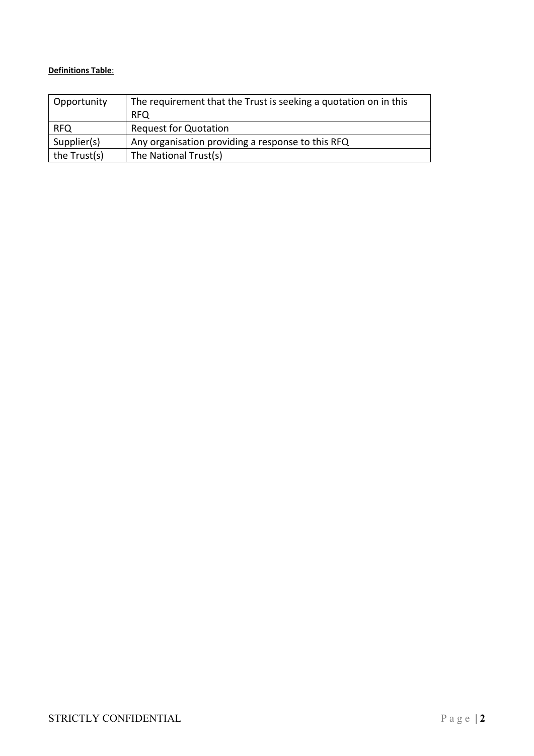**<u>Definitions Table</u>**:

| Opportunity | The requirement that the Trust is seeking a quotation on in this RFQ |
| --- | --- |
| RFQ | Request for Quotation |
| Supplier(s) | Any organisation providing a response to this RFQ |
| the Trust(s) | The National Trust(s) |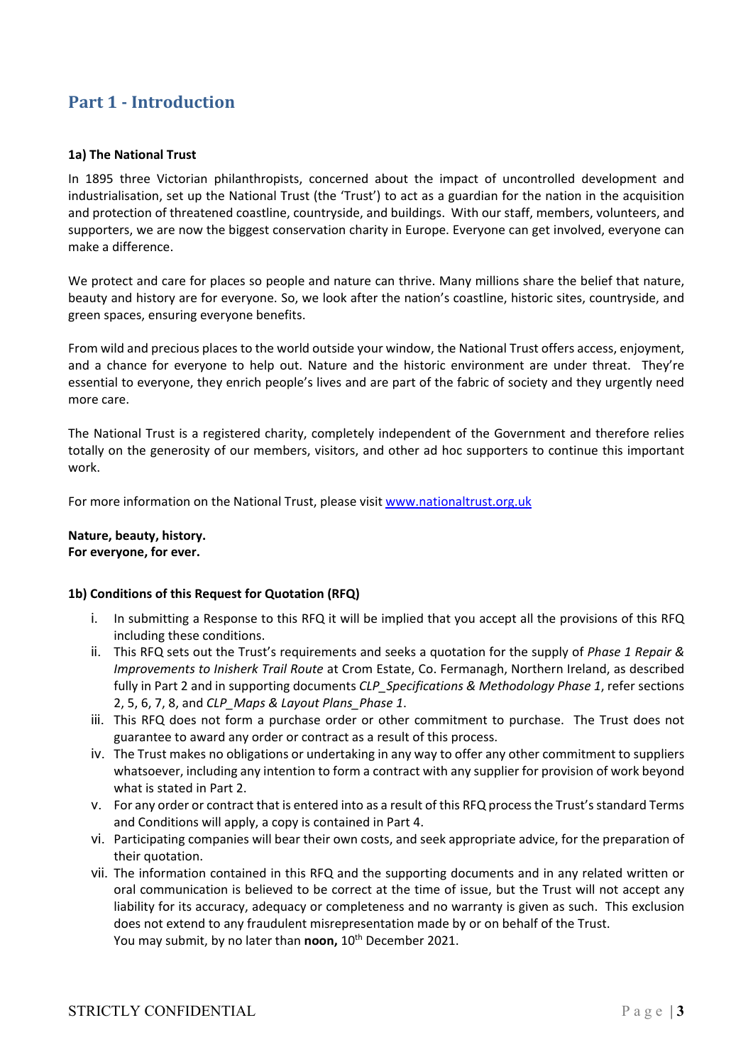# Part 1 - Introduction

### 1a) The National Trust

In 1895 three Victorian philanthropists, concerned about the impact of uncontrolled development and industrialisation, set up the National Trust (the 'Trust') to act as a guardian for the nation in the acquisition and protection of threatened coastline, countryside, and buildings. With our staff, members, volunteers, and supporters, we are now the biggest conservation charity in Europe. Everyone can get involved, everyone can make a difference.

We protect and care for places so people and nature can thrive. Many millions share the belief that nature, beauty and history are for everyone. So, we look after the nation's coastline, historic sites, countryside, and green spaces, ensuring everyone benefits.

From wild and precious places to the world outside your window, the National Trust offers access, enjoyment, and a chance for everyone to help out. Nature and the historic environment are under threat. They're essential to everyone, they enrich people's lives and are part of the fabric of society and they urgently need more care.

The National Trust is a registered charity, completely independent of the Government and therefore relies totally on the generosity of our members, visitors, and other ad hoc supporters to continue this important work.

For more information on the National Trust, please visit [www.nationaltrust.org.uk](http://www.nationaltrust.org.uk)

**Nature, beauty, history.**
**For everyone, for ever.**

### 1b) Conditions of this Request for Quotation (RFQ)

i. In submitting a Response to this RFQ it will be implied that you accept all the provisions of this RFQ including these conditions.
ii. This RFQ sets out the Trust's requirements and seeks a quotation for the supply of *Phase 1 Repair & Improvements to Inisherk Trail Route* at Crom Estate, Co. Fermanagh, Northern Ireland, as described fully in Part 2 and in supporting documents *CLP_Specifications & Methodology Phase 1*, refer sections 2, 5, 6, 7, 8, and *CLP_Maps & Layout Plans_Phase 1*.
iii. This RFQ does not form a purchase order or other commitment to purchase. The Trust does not guarantee to award any order or contract as a result of this process.
iv. The Trust makes no obligations or undertaking in any way to offer any other commitment to suppliers whatsoever, including any intention to form a contract with any supplier for provision of work beyond what is stated in Part 2.
v. For any order or contract that is entered into as a result of this RFQ process the Trust's standard Terms and Conditions will apply, a copy is contained in Part 4.
vi. Participating companies will bear their own costs, and seek appropriate advice, for the preparation of their quotation.
vii. The information contained in this RFQ and the supporting documents and in any related written or oral communication is believed to be correct at the time of issue, but the Trust will not accept any liability for its accuracy, adequacy or completeness and no warranty is given as such. This exclusion does not extend to any fraudulent misrepresentation made by or on behalf of the Trust.
You may submit, by no later than **noon,** 10th December 2021.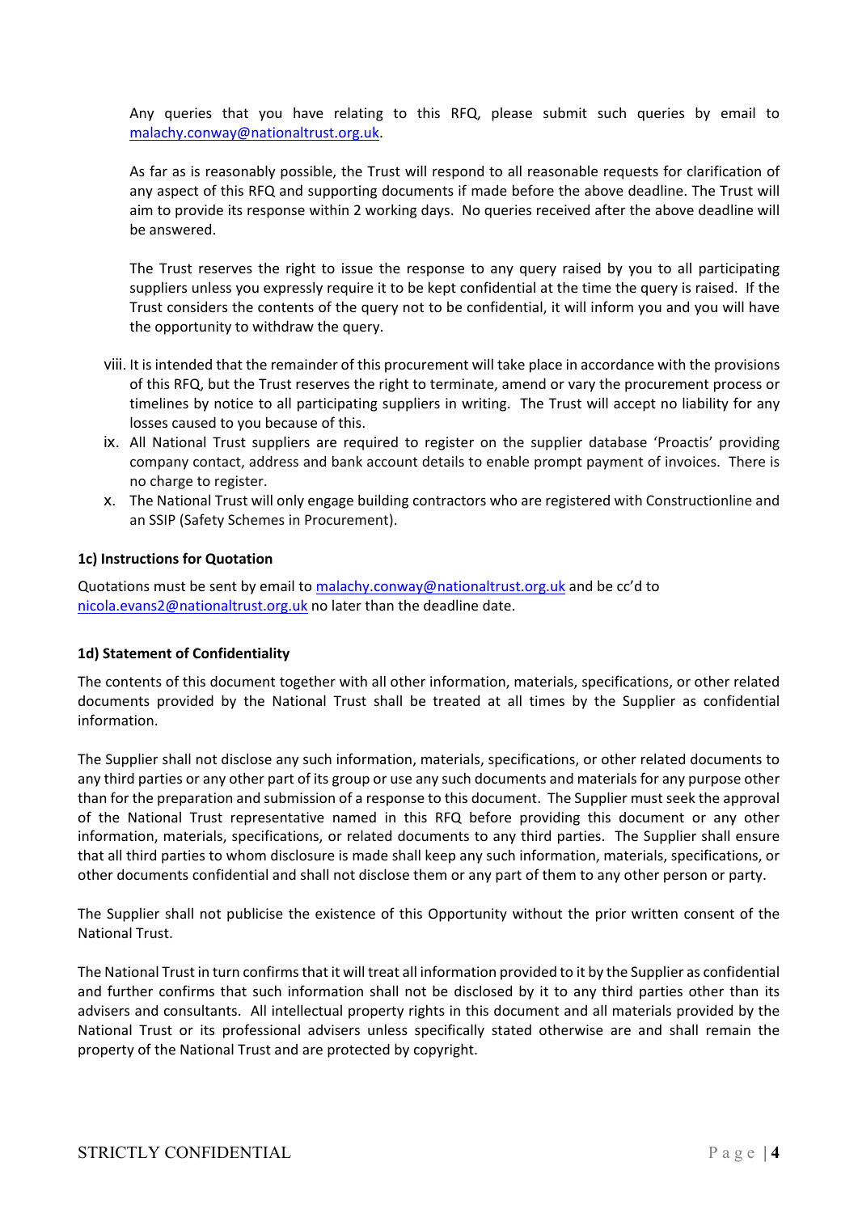Any queries that you have relating to this RFQ, please submit such queries by email to malachy.conway@nationaltrust.org.uk.

As far as is reasonably possible, the Trust will respond to all reasonable requests for clarification of any aspect of this RFQ and supporting documents if made before the above deadline. The Trust will aim to provide its response within 2 working days. No queries received after the above deadline will be answered.

The Trust reserves the right to issue the response to any query raised by you to all participating suppliers unless you expressly require it to be kept confidential at the time the query is raised. If the Trust considers the contents of the query not to be confidential, it will inform you and you will have the opportunity to withdraw the query.

viii. It is intended that the remainder of this procurement will take place in accordance with the provisions of this RFQ, but the Trust reserves the right to terminate, amend or vary the procurement process or timelines by notice to all participating suppliers in writing. The Trust will accept no liability for any losses caused to you because of this.

ix. All National Trust suppliers are required to register on the supplier database 'Proactis' providing company contact, address and bank account details to enable prompt payment of invoices. There is no charge to register.

x. The National Trust will only engage building contractors who are registered with Constructionline and an SSIP (Safety Schemes in Procurement).

### 1c) Instructions for Quotation

Quotations must be sent by email to malachy.conway@nationaltrust.org.uk and be cc'd to nicola.evans2@nationaltrust.org.uk no later than the deadline date.

### 1d) Statement of Confidentiality

The contents of this document together with all other information, materials, specifications, or other related documents provided by the National Trust shall be treated at all times by the Supplier as confidential information.

The Supplier shall not disclose any such information, materials, specifications, or other related documents to any third parties or any other part of its group or use any such documents and materials for any purpose other than for the preparation and submission of a response to this document. The Supplier must seek the approval of the National Trust representative named in this RFQ before providing this document or any other information, materials, specifications, or related documents to any third parties. The Supplier shall ensure that all third parties to whom disclosure is made shall keep any such information, materials, specifications, or other documents confidential and shall not disclose them or any part of them to any other person or party.

The Supplier shall not publicise the existence of this Opportunity without the prior written consent of the National Trust.

The National Trust in turn confirms that it will treat all information provided to it by the Supplier as confidential and further confirms that such information shall not be disclosed by it to any third parties other than its advisers and consultants. All intellectual property rights in this document and all materials provided by the National Trust or its professional advisers unless specifically stated otherwise are and shall remain the property of the National Trust and are protected by copyright.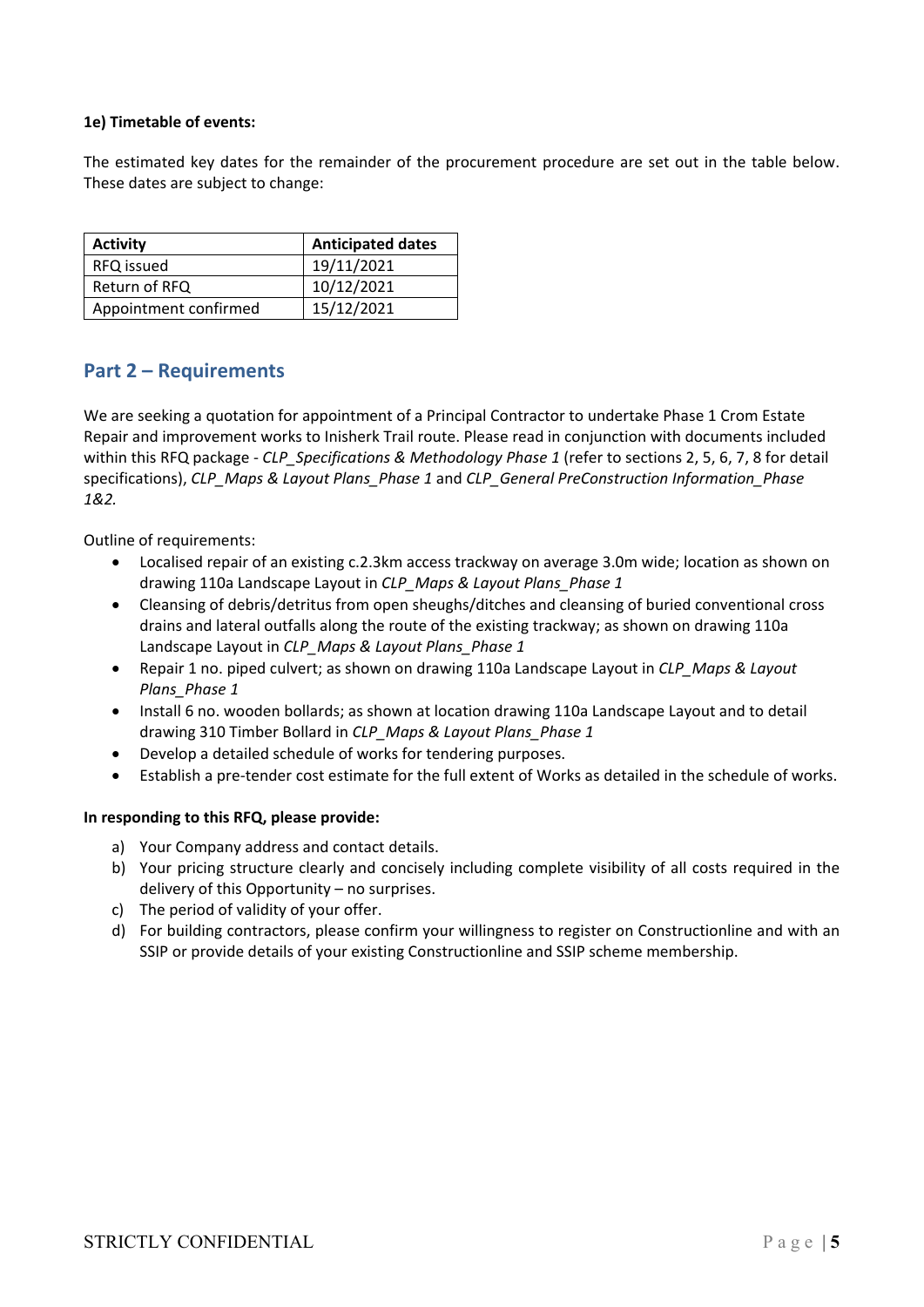**1e) Timetable of events:**

The estimated key dates for the remainder of the procurement procedure are set out in the table below. These dates are subject to change:

| Activity | Anticipated dates |
|---|---|
| RFQ issued | 19/11/2021 |
| Return of RFQ | 10/12/2021 |
| Appointment confirmed | 15/12/2021 |

## Part 2 – Requirements

We are seeking a quotation for appointment of a Principal Contractor to undertake Phase 1 Crom Estate Repair and improvement works to Inisherk Trail route. Please read in conjunction with documents included within this RFQ package - *CLP_Specifications & Methodology Phase 1* (refer to sections 2, 5, 6, 7, 8 for detail specifications), *CLP_Maps & Layout Plans_Phase 1* and *CLP_General PreConstruction Information_Phase 1&2.*

Outline of requirements:

- Localised repair of an existing c.2.3km access trackway on average 3.0m wide; location as shown on drawing 110a Landscape Layout in *CLP_Maps & Layout Plans_Phase 1*
- Cleansing of debris/detritus from open sheughs/ditches and cleansing of buried conventional cross drains and lateral outfalls along the route of the existing trackway; as shown on drawing 110a Landscape Layout in *CLP_Maps & Layout Plans_Phase 1*
- Repair 1 no. piped culvert; as shown on drawing 110a Landscape Layout in *CLP_Maps & Layout Plans_Phase 1*
- Install 6 no. wooden bollards; as shown at location drawing 110a Landscape Layout and to detail drawing 310 Timber Bollard in *CLP_Maps & Layout Plans_Phase 1*
- Develop a detailed schedule of works for tendering purposes.
- Establish a pre-tender cost estimate for the full extent of Works as detailed in the schedule of works.

**In responding to this RFQ, please provide:**

a) Your Company address and contact details.
b) Your pricing structure clearly and concisely including complete visibility of all costs required in the delivery of this Opportunity – no surprises.
c) The period of validity of your offer.
d) For building contractors, please confirm your willingness to register on Constructionline and with an SSIP or provide details of your existing Constructionline and SSIP scheme membership.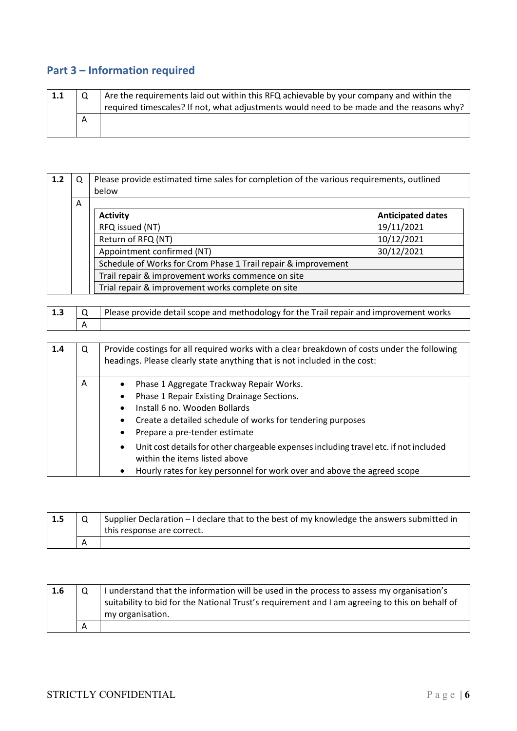## Part 3 – Information required

| 1.1 | Q | Are the requirements laid out within this RFQ achievable by your company and within the required timescales? If not, what adjustments would need to be made and the reasons why? |
|---|---|---|
| | A | |

| 1.2 | Q | Please provide estimated time sales for completion of the various requirements, outlined below |
|---|---|---|
| | A | |

| Activity | Anticipated dates |
|---|---|
| RFQ issued (NT) | 19/11/2021 |
| Return of RFQ (NT) | 10/12/2021 |
| Appointment confirmed (NT) | 30/12/2021 |
| Schedule of Works for Crom Phase 1 Trail repair & improvement | |
| Trail repair & improvement works commence on site | |
| Trial repair & improvement works complete on site | |

| 1.3 | Q | Please provide detail scope and methodology for the Trail repair and improvement works |
|---|---|---|
| | A | |

| 1.4 | Q | Provide costings for all required works with a clear breakdown of costs under the following headings. Please clearly state anything that is not included in the cost: |
|---|---|---|
| | A | • Phase 1 Aggregate Trackway Repair Works.<br>• Phase 1 Repair Existing Drainage Sections.<br>• Install 6 no. Wooden Bollards<br>• Create a detailed schedule of works for tendering purposes<br>• Prepare a pre-tender estimate<br>• Unit cost details for other chargeable expenses including travel etc. if not included within the items listed above<br>• Hourly rates for key personnel for work over and above the agreed scope |

| 1.5 | Q | Supplier Declaration – I declare that to the best of my knowledge the answers submitted in this response are correct. |
|---|---|---|
| | A | |

| 1.6 | Q | I understand that the information will be used in the process to assess my organisation's suitability to bid for the National Trust's requirement and I am agreeing to this on behalf of my organisation. |
|---|---|---|
| | A | |

STRICTLY CONFIDENTIAL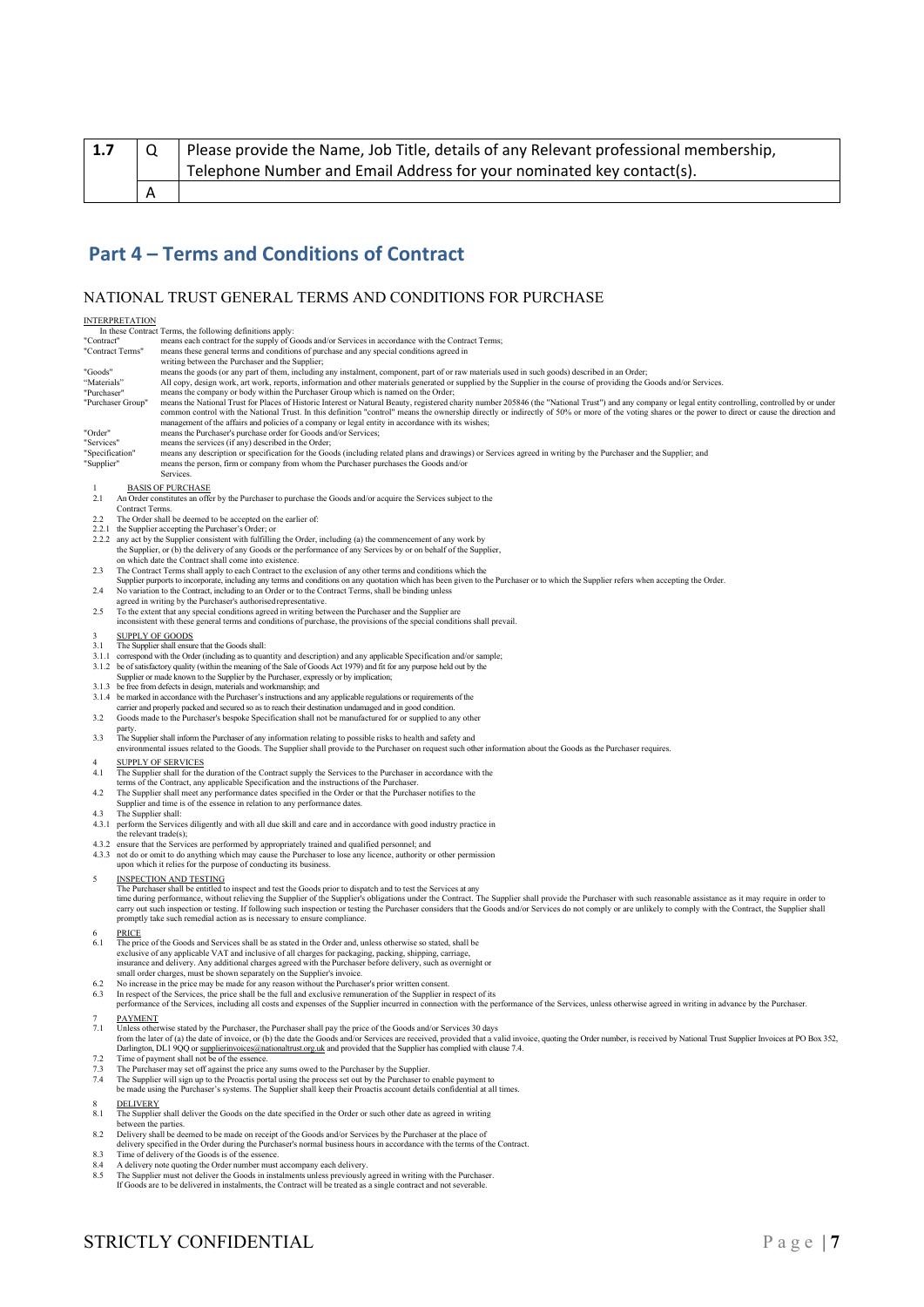| 1.7 | Q | Please provide the Name, Job Title, details of any Relevant professional membership, Telephone Number and Email Address for your nominated key contact(s). |
|---|---|---|
| | A | |

## Part 4 – Terms and Conditions of Contract

### NATIONAL TRUST GENERAL TERMS AND CONDITIONS FOR PURCHASE

INTERPRETATION

In these Contract Terms, the following definitions apply:

"Contract" means each contract for the supply of Goods and/or Services in accordance with the Contract Terms;

"Contract Terms" means these general terms and conditions of purchase and any special conditions agreed in writing between the Purchaser and the Supplier;

"Goods" means the goods (or any part of them, including any instalment, component, part of or raw materials used in such goods) described in an Order;

"Materials" All copy, design work, art work, reports, information and other materials generated or supplied by the Supplier in the course of providing the Goods and/or Services.

"Purchaser" means the company or body within the Purchaser Group which is named on the Order;

"Purchaser Group" means the National Trust for Places of Historic Interest or Natural Beauty, registered charity number 205846 (the "National Trust") and any company or legal entity controlling, controlled by or under common control with the National Trust. In this definition "control" means the ownership directly or indirectly of 50% or more of the voting shares or the power to direct or cause the direction and management of the affairs and policies of a company or legal entity in accordance with its wishes;

"Order" means the Purchaser's purchase order for Goods and/or Services;

"Services" means the services (if any) described in the Order;

"Specification" means any description or specification for the Goods (including related plans and drawings) or Services agreed in writing by the Purchaser and the Supplier; and

"Supplier" means the person, firm or company from whom the Purchaser purchases the Goods and/or Services.

1 BASIS OF PURCHASE

2.1 An Order constitutes an offer by the Purchaser to purchase the Goods and/or acquire the Services subject to the Contract Terms.

2.2 The Order shall be deemed to be accepted on the earlier of:

2.2.1 the Supplier accepting the Purchaser's Order; or

2.2.2 any act by the Supplier consistent with fulfilling the Order, including (a) the commencement of any work by the Supplier, or (b) the delivery of any Goods or the performance of any Services by or on behalf of the Supplier, on which date the Contract shall come into existence.

2.3 The Contract Terms shall apply to each Contract to the exclusion of any other terms and conditions which the Supplier purports to incorporate, including any terms and conditions on any quotation which has been given to the Purchaser or to which the Supplier refers when accepting the Order.

2.4 No variation to the Contract, including to an Order or to the Contract Terms, shall be binding unless agreed in writing by the Purchaser's authorised representative.

2.5 To the extent that any special conditions agreed in writing between the Purchaser and the Supplier are inconsistent with these general terms and conditions of purchase, the provisions of the special conditions shall prevail.

3 SUPPLY OF GOODS

3.1 The Supplier shall ensure that the Goods shall:

3.1.1 correspond with the Order (including as to quantity and description) and any applicable Specification and/or sample;

3.1.2 be of satisfactory quality (within the meaning of the Sale of Goods Act 1979) and fit for any purpose held out by the Supplier or made known to the Supplier by the Purchaser, expressly or by implication;

3.1.3 be free from defects in design, materials and workmanship; and

3.1.4 be marked in accordance with the Purchaser's instructions and any applicable regulations or requirements of the carrier and properly packed and secured so as to reach their destination undamaged and in good condition.

3.2 Goods made to the Purchaser's bespoke Specification shall not be manufactured for or supplied to any other party.

3.3 The Supplier shall inform the Purchaser of any information relating to possible risks to health and safety and environmental issues related to the Goods. The Supplier shall provide to the Purchaser on request such other information about the Goods as the Purchaser requires.

4 SUPPLY OF SERVICES

4.1 The Supplier shall for the duration of the Contract supply the Services to the Purchaser in accordance with the terms of the Contract, any applicable Specification and the instructions of the Purchaser.

4.2 The Supplier shall meet any performance dates specified in the Order or that the Purchaser notifies to the Supplier and time is of the essence in relation to any performance dates.

4.3 The Supplier shall:

4.3.1 perform the Services diligently and with all due skill and care and in accordance with good industry practice in the relevant trade(s);

4.3.2 ensure that the Services are performed by appropriately trained and qualified personnel; and

4.3.3 not do or omit to do anything which may cause the Purchaser to lose any licence, authority or other permission upon which it relies for the purpose of conducting its business.

5 INSPECTION AND TESTING

The Purchaser shall be entitled to inspect and test the Goods prior to dispatch and to test the Services at any time during performance, without relieving the Supplier of the Supplier's obligations under the Contract. The Supplier shall provide the Purchaser with such reasonable assistance as it may require in order to carry out such inspection or testing. If following such inspection or testing the Purchaser considers that the Goods and/or Services do not comply or are unlikely to comply with the Contract, the Supplier shall promptly take such remedial action as is necessary to ensure compliance.

6 PRICE

6.1 The price of the Goods and Services shall be as stated in the Order and, unless otherwise so stated, shall be exclusive of any applicable VAT and inclusive of all charges for packaging, packing, shipping, carriage, insurance and delivery. Any additional charges agreed with the Purchaser before delivery, such as overnight or small order charges, must be shown separately on the Supplier's invoice.

6.2 No increase in the price may be made for any reason without the Purchaser's prior written consent.

6.3 In respect of the Services, the price shall be the full and exclusive remuneration of the Supplier in respect of its performance of the Services, including all costs and expenses of the Supplier incurred in connection with the performance of the Services, unless otherwise agreed in writing in advance by the Purchaser.

7 PAYMENT

7.1 Unless otherwise stated by the Purchaser, the Purchaser shall pay the price of the Goods and/or Services 30 days from the later of (a) the date of invoice, or (b) the date the Goods and/or Services are received, provided that a valid invoice, quoting the Order number, is received by National Trust Supplier Invoices at PO Box 352, Darlington, DL1 9QQ or supplierinvoices@nationaltrust.org.uk and provided that the Supplier has complied with clause 7.4.

7.2 Time of payment shall not be of the essence.

7.3 The Purchaser may set off against the price any sums owed to the Purchaser by the Supplier.

7.4 The Supplier will sign up to the Proactis portal using the process set out by the Purchaser to enable payment to be made using the Purchaser's systems. The Supplier shall keep their Proactis account details confidential at all times.

8 DELIVERY

8.1 The Supplier shall deliver the Goods on the date specified in the Order or such other date as agreed in writing between the parties.

8.2 Delivery shall be deemed to be made on receipt of the Goods and/or Services by the Purchaser at the place of delivery specified in the Order during the Purchaser's normal business hours in accordance with the terms of the Contract.

8.3 Time of delivery of the Goods is of the essence.

8.4 A delivery note quoting the Order number must accompany each delivery.

8.5 The Supplier must not deliver the Goods in instalments unless previously agreed in writing with the Purchaser. If Goods are to be delivered in instalments, the Contract will be treated as a single contract and not severable.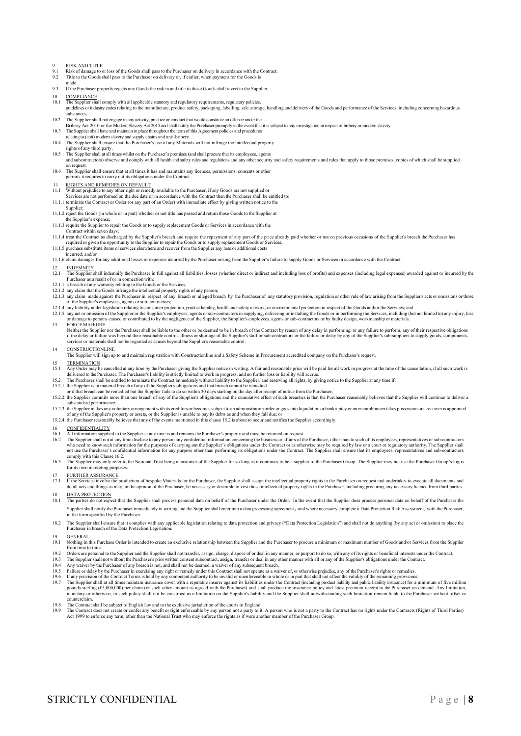9 RISK AND TITLE

9.1 Risk of damage to or loss of the Goods shall pass to the Purchaser on delivery in accordance with the Contract.

9.2 Title to the Goods shall pass to the Purchaser on delivery or, if earlier, when payment for the Goods is made.

9.3 If the Purchaser properly rejects any Goods the risk in and title to those Goods shall revert to the Supplier.

10 COMPLIANCE

10.1 The Supplier shall comply with all applicable statutory and regulatory requirements, regulatory policies, guidelines or industry codes relating to the manufacture, product safety, packaging, labelling, sale, storage, handling and delivery of the Goods and performance of the Services, including concerning hazardous substances.

10.2 The Supplier shall not engage in any activity, practice or conduct that would constitute an offence under the Bribery Act 2010 or the Modern Slavery Act 2015 and shall notify the Purchaser promptly in the event that it is subject to any investigation in respect of bribery or modern slavery.

10.3 The Supplier shall have and maintain in place throughout the term of this Agreement policies and procedures relating to (anti) modern slavery and supply chains and anti-bribery.

10.4 The Supplier shall ensure that the Purchaser's use of any Materials will not infringe the intellectual property rights of any third party.

10.5 The Supplier shall at all times whilst on the Purchaser's premises (and shall procure that its employees, agents and subcontractors) observe and comply with all health and safety rules and regulations and any other security and safety requirements and rules that apply to those premises, copies of which shall be supplied on request.

10.6 The Supplier shall ensure that at all times it has and maintains any licences, permissions, consents or other permits it requires to carry out its obligations under the Contract.

11 RIGHTS AND REMEDIES ON DEFAULT

11.1 Without prejudice to any other right or remedy available to the Purchaser, if any Goods are not supplied or Services are not performed on the due date or in accordance with the Contract then the Purchaser shall be entitled to:

11.1.1 terminate the Contract or Order (or any part of an Order) with immediate effect by giving written notice to the Supplier;

11.1.2 reject the Goods (in whole or in part) whether or not title has passed and return those Goods to the Supplier at the Supplier's expense;

11.1.3 require the Supplier to repair the Goods or to supply replacement Goods or Services in accordance with the Contract within seven days;

11.1.4 treat the Contract as discharged by the Supplier's breach and require the repayment of any part of the price already paid whether or not on previous occasions of the Supplier's breach the Purchaser has required or given the opportunity to the Supplier to repair the Goods or to supply replacement Goods or Services;

11.1.5 purchase substitute items or services elsewhere and recover from the Supplier any loss or additional costs incurred; and/or

11.1.6 claim damages for any additional losses or expenses incurred by the Purchaser arising from the Supplier's failure to supply Goods or Services in accordance with the Contract.

12 INDEMNITY

12.1 The Supplier shall indemnify the Purchaser in full against all liabilities, losses (whether direct or indirect and including loss of profits) and expenses (including legal expenses) awarded against or incurred by the Purchaser as a result of or in connection with:

12.1.1 a breach of any warranty relating to the Goods or the Services;

12.1.2 any claim that the Goods infringe the intellectual property rights of any person;

12.1.3 any claim made against the Purchaser in respect of any breach or alleged breach by the Purchaser of any statutory provision, regulation or other rule of law arising from the Supplier's acts or omissions or those of the Supplier's employees, agents or sub-contractors;

12.1.4 any liability under legislation relating to consumer protection, product liability, health and safety at work, or environmental protection in respect of the Goods and/or the Services; and

12.1.5 any act or omission of the Supplier or the Supplier's employees, agents or sub-contractors in supplying, delivering or installing the Goods or in performing the Services, including (but not limited to) any injury, loss or damage to persons caused or contributed to by the negligence of the Supplier, the Supplier's employees, agents or sub-contractors or by faulty design, workmanship or materials.

13 FORCE MAJEURE

Neither the Supplier nor the Purchaser shall be liable to the other or be deemed to be in breach of the Contract by reason of any delay in performing, or any failure to perform, any of their respective obligations if the delay or failure was beyond their reasonable control. Illness or shortage of the Supplier's staff or sub-contractors or the failure or delay by any of the Supplier's sub-suppliers to supply goods, components, services or materials shall not be regarded as causes beyond the Supplier's reasonable control.

14 CONSTRUCTIONLINE

The Supplier will sign up to and maintain registration with Constructionline and a Safety Scheme in Procurement accredited company on the Purchaser's request.

15 TERMINATION

15.1 Any Order may be cancelled at any time by the Purchaser giving the Supplier notice in writing. A fair and reasonable price will be paid for all work in progress at the time of the cancellation, if all such work is delivered to the Purchaser. The Purchaser's liability is strictly limited to work in progress, and no further loss or liability will accrue.

15.2 The Purchaser shall be entitled to terminate the Contract immediately without liability to the Supplier, and reserving all rights, by giving notice to the Supplier at any time if:

15.2.1 the Supplier is in material breach of any of the Supplier's obligations and that breach cannot be remedied or if that breach can be remedied but the Supplier fails to do so within 30 days starting on the day after receipt of notice from the Purchaser;

15.2.2 the Supplier commits more than one breach of any of the Supplier's obligations and the cumulative effect of such breaches is that the Purchaser reasonably believes that the Supplier will continue to deliver a substandard performance;

15.2.3 the Supplier makes any voluntary arrangement with its creditors or becomes subject to an administration order or goes into liquidation or bankruptcy or an encumbrancer takes possession or a receiver is appointed of any of the Supplier's property or assets, or the Supplier is unable to pay its debts as and when they fall due; or

15.2.4 the Purchaser reasonably believes that any of the events mentioned in this clause 15.2 is about to occur and notifies the Supplier accordingly.

16 CONFIDENTIALITY

16.1 All information supplied to the Supplier at any time is and remains the Purchaser's property and must be returned on request.

16.2 The Supplier shall not at any time disclose to any person any confidential information concerning the business or affairs of the Purchaser, other than to such of its employees, representatives or sub-contractors who need to know such information for the purposes of carrying out the Supplier's obligations under the Contract or as otherwise may be required by law or a court or regulatory authority. The Supplier shall not use the Purchaser's confidential information for any purpose other than performing its obligations under the Contract. The Supplier shall ensure that its employees, representatives and sub-contractors comply with this Clause 16.2.

16.3 The Supplier may only refer to the National Trust being a customer of the Supplier for so long as it continues to be a supplier to the Purchaser Group. The Supplier may not use the Purchaser Group's logos for its own marketing purposes.

17 FURTHER ASSURANCE

17.1 If the Services involve the production of bespoke Materials for the Purchaser, the Supplier shall assign the intellectual property rights to the Purchaser on request and undertakes to execute all documents and do all acts and things as may, in the opinion of the Purchaser, be necessary or desirable to vest those intellectual property rights in the Purchaser, including procuring any necessary licence from third parties.

18 DATA PROTECTION

18.1 The parties do not expect that the Supplier shall process personal data on behalf of the Purchaser under the Order. In the event that the Supplier does process personal data on behalf of the Purchaser the Supplier shall notify the Purchaser immediately in writing and the Supplier shall enter into a data processing agreement, and where necessary complete a Data Protection Risk Assessment, with the Purchaser, in the form specified by the Purchaser.

18.2 The Supplier shall ensure that it complies with any applicable legislation relating to data protection and privacy ("Data Protection Legislation") and shall not do anything (by any act or omission) to place the Purchaser in breach of the Data Protection Legislation.

19 GENERAL

19.1 Nothing in this Purchase Order is intended to create an exclusive relationship between the Supplier and the Purchaser to procure a minimum or maximum number of Goods and/or Services from the Supplier from time to time.

19.2 Orders are personal to the Supplier and the Supplier shall not transfer, assign, charge, dispose of or deal in any manner, or purport to do so, with any of its rights or beneficial interests under the Contract.

19.3 The Supplier shall not without the Purchaser's prior written consent subcontract, assign, transfer or deal in any other manner with all or any of the Supplier's obligations under the Contract.

19.4 Any waiver by the Purchaser of any breach is not, and shall not be deemed, a waiver of any subsequent breach.

19.5 Failure or delay by the Purchaser in exercising any right or remedy under this Contract shall not operate as a waiver of, or otherwise prejudice, any of the Purchaser's rights or remedies.

19.6 If any provision of the Contract Terms is held by any competent authority to be invalid or unenforceable in whole or in part that shall not affect the validity of the remaining provisions.

19.7 The Supplier shall at all times maintain insurance cover with a reputable insurer against its liabilities under the Contract (including product liability and public liability insurance) for a minimum of five million pounds sterling (£5,000,000) per claim (or such other amount as agreed with the Purchaser) and shall produce the insurance policy and latest premium receipt to the Purchaser on demand. Any limitation, monetary or otherwise, in such policy shall not be construed as a limitation on the Supplier's liability and the Supplier shall notwithstanding such limitation remain liable to the Purchaser without offset or counterclaim.

19.8 The Contract shall be subject to English law and to the exclusive jurisdiction of the courts in England.

19.9 The Contract does not create or confer any benefit or right enforceable by any person not a party to it. A person who is not a party to the Contract has no rights under the Contracts (Rights of Third Parties) Act 1999 to enforce any term, other than the National Trust who may enforce the rights as if it were another member of the Purchaser Group.

STRICTLY CONFIDENTIAL